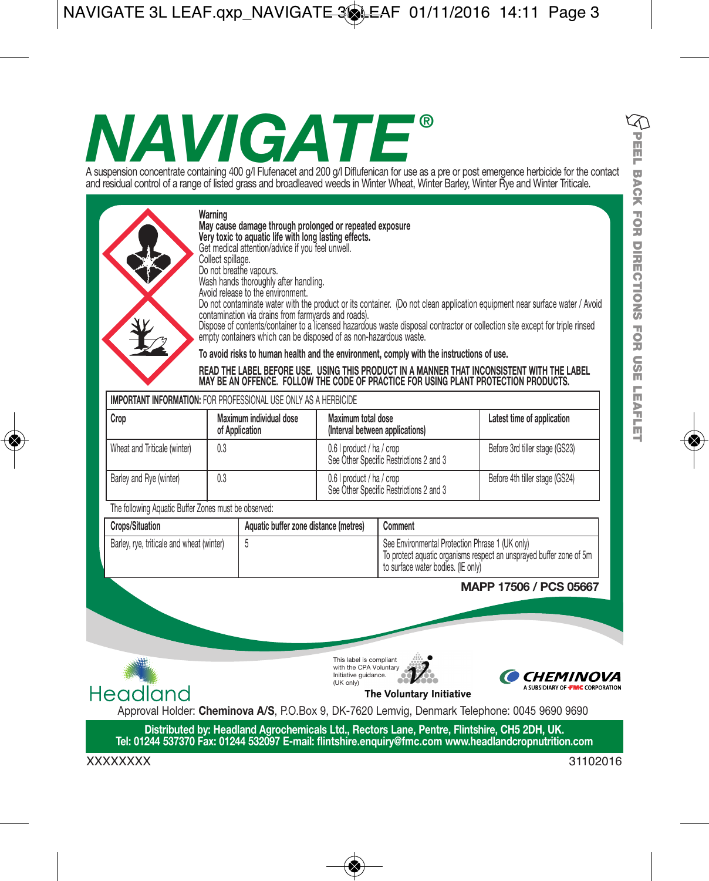# NAVIGATE®

A suspension concentrate containing 400 g/l Flufenacet and 200 g/l Diflufenican for use as a pre or post emergence herbicide for the contact and residual control of a range of listed grass and broadleaved weeds in Winter Wheat, Winter Barley, Winter Rye and Winter Triticale.

**Warning**
**May cause damage through prolonged or repeated exposure**
**Very toxic to aquatic life with long lasting effects.**
Get medical attention/advice if you feel unwell.
Collect spillage.
Do not breathe vapours.
Wash hands thoroughly after handling.
Avoid release to the environment.
Do not contaminate water with the product or its container. (Do not clean application equipment near surface water / Avoid contamination via drains from farmyards and roads).
Dispose of contents/container to a licensed hazardous waste disposal contractor or collection site except for triple rinsed empty containers which can be disposed of as non-hazardous waste.

**To avoid risks to human health and the environment, comply with the instructions of use.**

**READ THE LABEL BEFORE USE. USING THIS PRODUCT IN A MANNER THAT INCONSISTENT WITH THE LABEL MAY BE AN OFFENCE. FOLLOW THE CODE OF PRACTICE FOR USING PLANT PROTECTION PRODUCTS.**

**IMPORTANT INFORMATION:** FOR PROFESSIONAL USE ONLY AS A HERBICIDE

| Crop | Maximum individual dose of Application | Maximum total dose (Interval between applications) | Latest time of application |
|---|---|---|---|
| Wheat and Triticale (winter) | 0.3 | 0.6 l product / ha / crop See Other Specific Restrictions 2 and 3 | Before 3rd tiller stage (GS23) |
| Barley and Rye (winter) | 0.3 | 0.6 l product / ha / crop See Other Specific Restrictions 2 and 3 | Before 4th tiller stage (GS24) |

The following Aquatic Buffer Zones must be observed:

| Crops/Situation | Aquatic buffer zone distance (metres) | Comment |
|---|---|---|
| Barley, rye, triticale and wheat (winter) | 5 | See Environmental Protection Phrase 1 (UK only) To protect aquatic organisms respect an unsprayed buffer zone of 5m to surface water bodies. (IE only) |

**MAPP 17506 / PCS 05667**

PEEL BACK FOR DIRECTIONS FOR USE LEAFLET

Headland

This label is compliant with the CPA Voluntary Initiative guidance. (UK only)

The Voluntary Initiative

CHEMINOVA A SUBSIDIARY OF FMC CORPORATION

Approval Holder: **Cheminova A/S**, P.O.Box 9, DK-7620 Lemvig, Denmark Telephone: 0045 9690 9690

**Distributed by: Headland Agrochemicals Ltd., Rectors Lane, Pentre, Flintshire, CH5 2DH, UK.**
**Tel: 01244 537370 Fax: 01244 532097 E-mail: flintshire.enquiry@fmc.com www.headlandcropnutrition.com**

XXXXXXXX

31102016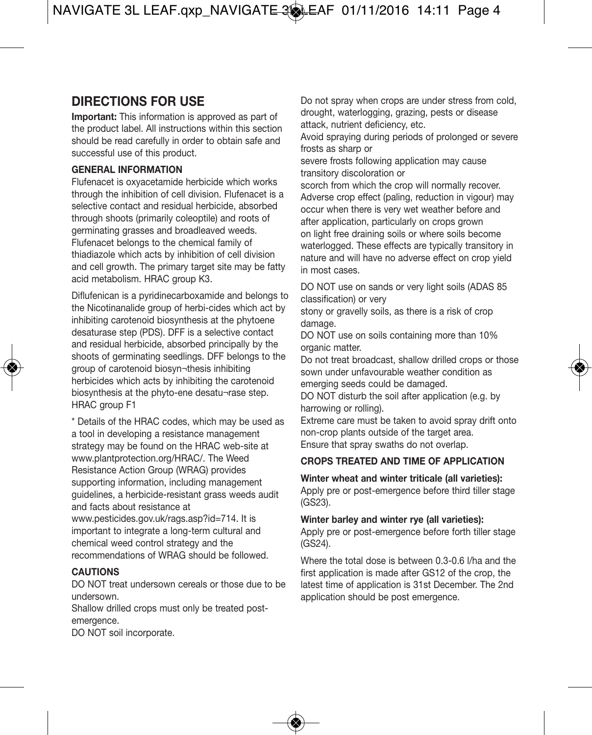## DIRECTIONS FOR USE

**Important:** This information is approved as part of the product label. All instructions within this section should be read carefully in order to obtain safe and successful use of this product.

### GENERAL INFORMATION

Flufenacet is oxyacetamide herbicide which works through the inhibition of cell division. Flufenacet is a selective contact and residual herbicide, absorbed through shoots (primarily coleoptile) and roots of germinating grasses and broadleaved weeds. Flufenacet belongs to the chemical family of thiadiazole which acts by inhibition of cell division and cell growth. The primary target site may be fatty acid metabolism. HRAC group K3.

Diflufenican is a pyridinecarboxamide and belongs to the Nicotinanalide group of herbi-cides which act by inhibiting carotenoid biosynthesis at the phytoene desaturase step (PDS). DFF is a selective contact and residual herbicide, absorbed principally by the shoots of germinating seedlings. DFF belongs to the group of carotenoid biosyn¬thesis inhibiting herbicides which acts by inhibiting the carotenoid biosynthesis at the phyto-ene desatu¬rase step. HRAC group F1

* Details of the HRAC codes, which may be used as a tool in developing a resistance management strategy may be found on the HRAC web-site at www.plantprotection.org/HRAC/. The Weed Resistance Action Group (WRAG) provides supporting information, including management guidelines, a herbicide-resistant grass weeds audit and facts about resistance at www.pesticides.gov.uk/rags.asp?id=714. It is important to integrate a long-term cultural and chemical weed control strategy and the recommendations of WRAG should be followed.

### CAUTIONS

DO NOT treat undersown cereals or those due to be undersown.
Shallow drilled crops must only be treated post-emergence.
DO NOT soil incorporate.
Do not spray when crops are under stress from cold, drought, waterlogging, grazing, pests or disease attack, nutrient deficiency, etc.
Avoid spraying during periods of prolonged or severe frosts as sharp or
severe frosts following application may cause transitory discoloration or
scorch from which the crop will normally recover.
Adverse crop effect (paling, reduction in vigour) may occur when there is very wet weather before and after application, particularly on crops grown
on light free draining soils or where soils become waterlogged. These effects are typically transitory in nature and will have no adverse effect on crop yield in most cases.

DO NOT use on sands or very light soils (ADAS 85 classification) or very
stony or gravelly soils, as there is a risk of crop damage.
DO NOT use on soils containing more than 10% organic matter.
Do not treat broadcast, shallow drilled crops or those sown under unfavourable weather condition as emerging seeds could be damaged.
DO NOT disturb the soil after application (e.g. by harrowing or rolling).
Extreme care must be taken to avoid spray drift onto non-crop plants outside of the target area.
Ensure that spray swaths do not overlap.

### CROPS TREATED AND TIME OF APPLICATION

**Winter wheat and winter triticale (all varieties):**
Apply pre or post-emergence before third tiller stage (GS23).

**Winter barley and winter rye (all varieties):**
Apply pre or post-emergence before forth tiller stage (GS24).

Where the total dose is between 0.3-0.6 l/ha and the first application is made after GS12 of the crop, the latest time of application is 31st December. The 2nd application should be post emergence.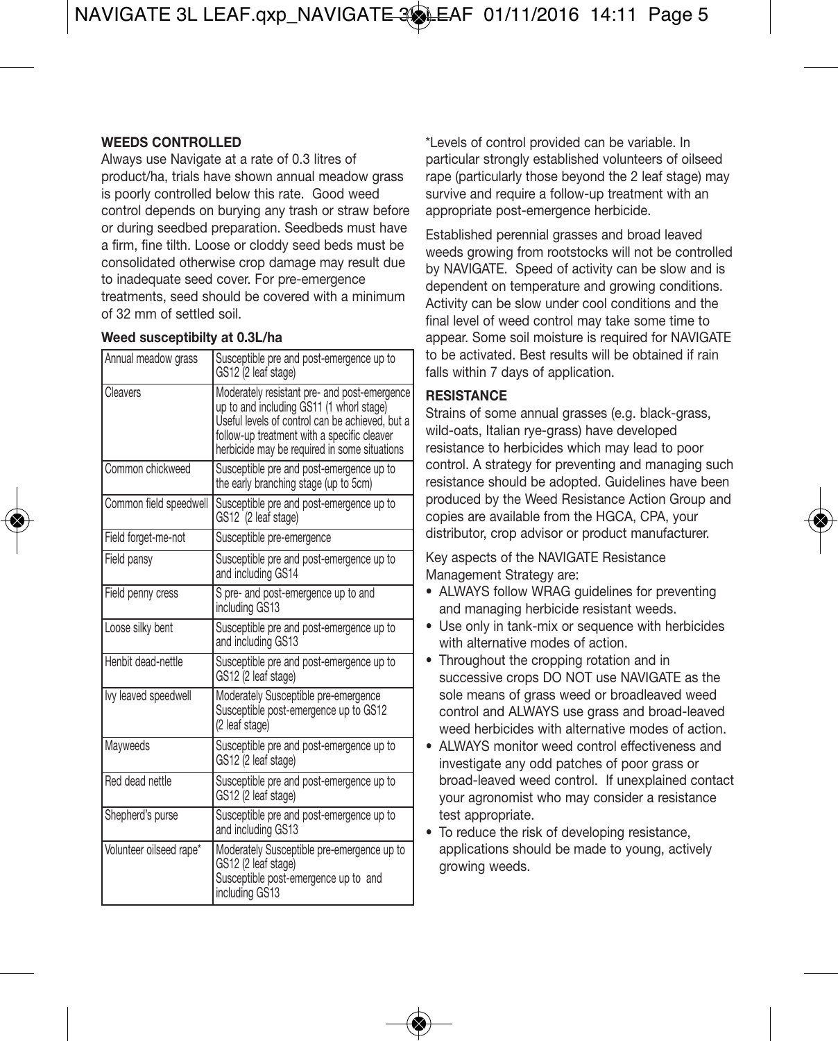**WEEDS CONTROLLED**

Always use Navigate at a rate of 0.3 litres of product/ha, trials have shown annual meadow grass is poorly controlled below this rate. Good weed control depends on burying any trash or straw before or during seedbed preparation. Seedbeds must have a firm, fine tilth. Loose or cloddy seed beds must be consolidated otherwise crop damage may result due to inadequate seed cover. For pre-emergence treatments, seed should be covered with a minimum of 32 mm of settled soil.

**Weed susceptibilty at 0.3L/ha**

| | |
|---|---|
| Annual meadow grass | Susceptible pre and post-emergence up to GS12 (2 leaf stage) |
| Cleavers | Moderately resistant pre- and post-emergence up to and including GS11 (1 whorl stage) Useful levels of control can be achieved, but a follow-up treatment with a specific cleaver herbicide may be required in some situations |
| Common chickweed | Susceptible pre and post-emergence up to the early branching stage (up to 5cm) |
| Common field speedwell | Susceptible pre and post-emergence up to GS12 (2 leaf stage) |
| Field forget-me-not | Susceptible pre-emergence |
| Field pansy | Susceptible pre and post-emergence up to and including GS14 |
| Field penny cress | S pre- and post-emergence up to and including GS13 |
| Loose silky bent | Susceptible pre and post-emergence up to and including GS13 |
| Henbit dead-nettle | Susceptible pre and post-emergence up to GS12 (2 leaf stage) |
| Ivy leaved speedwell | Moderately Susceptible pre-emergence Susceptible post-emergence up to GS12 (2 leaf stage) |
| Mayweeds | Susceptible pre and post-emergence up to GS12 (2 leaf stage) |
| Red dead nettle | Susceptible pre and post-emergence up to GS12 (2 leaf stage) |
| Shepherd's purse | Susceptible pre and post-emergence up to and including GS13 |
| Volunteer oilseed rape* | Moderately Susceptible pre-emergence up to GS12 (2 leaf stage) Susceptible post-emergence up to and including GS13 |

*Levels of control provided can be variable. In particular strongly established volunteers of oilseed rape (particularly those beyond the 2 leaf stage) may survive and require a follow-up treatment with an appropriate post-emergence herbicide.

Established perennial grasses and broad leaved weeds growing from rootstocks will not be controlled by NAVIGATE. Speed of activity can be slow and is dependent on temperature and growing conditions. Activity can be slow under cool conditions and the final level of weed control may take some time to appear. Some soil moisture is required for NAVIGATE to be activated. Best results will be obtained if rain falls within 7 days of application.

**RESISTANCE**

Strains of some annual grasses (e.g. black-grass, wild-oats, Italian rye-grass) have developed resistance to herbicides which may lead to poor control. A strategy for preventing and managing such resistance should be adopted. Guidelines have been produced by the Weed Resistance Action Group and copies are available from the HGCA, CPA, your distributor, crop advisor or product manufacturer.

Key aspects of the NAVIGATE Resistance Management Strategy are:

- ALWAYS follow WRAG guidelines for preventing and managing herbicide resistant weeds.
- Use only in tank-mix or sequence with herbicides with alternative modes of action.
- Throughout the cropping rotation and in successive crops DO NOT use NAVIGATE as the sole means of grass weed or broadleaved weed control and ALWAYS use grass and broad-leaved weed herbicides with alternative modes of action.
- ALWAYS monitor weed control effectiveness and investigate any odd patches of poor grass or broad-leaved weed control. If unexplained contact your agronomist who may consider a resistance test appropriate.
- To reduce the risk of developing resistance, applications should be made to young, actively growing weeds.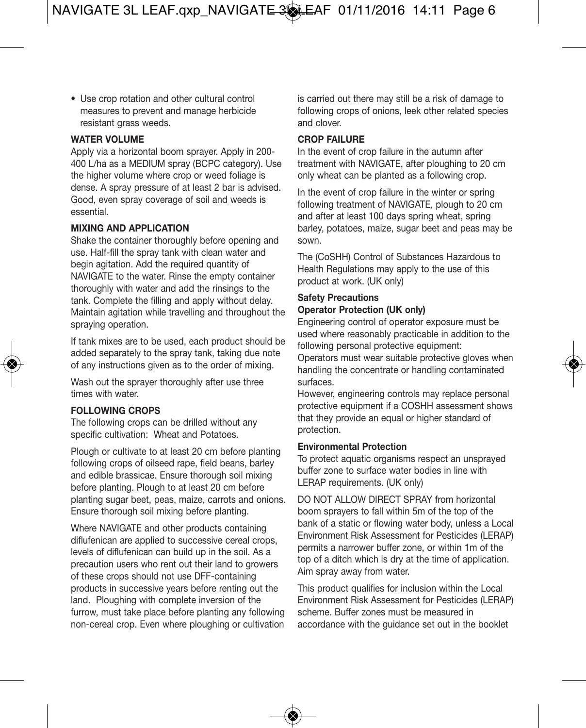- Use crop rotation and other cultural control measures to prevent and manage herbicide resistant grass weeds.

**WATER VOLUME**

Apply via a horizontal boom sprayer. Apply in 200-400 L/ha as a MEDIUM spray (BCPC category). Use the higher volume where crop or weed foliage is dense. A spray pressure of at least 2 bar is advised. Good, even spray coverage of soil and weeds is essential.

**MIXING AND APPLICATION**

Shake the container thoroughly before opening and use. Half-fill the spray tank with clean water and begin agitation. Add the required quantity of NAVIGATE to the water. Rinse the empty container thoroughly with water and add the rinsings to the tank. Complete the filling and apply without delay. Maintain agitation while travelling and throughout the spraying operation.

If tank mixes are to be used, each product should be added separately to the spray tank, taking due note of any instructions given as to the order of mixing.

Wash out the sprayer thoroughly after use three times with water.

**FOLLOWING CROPS**

The following crops can be drilled without any specific cultivation: Wheat and Potatoes.

Plough or cultivate to at least 20 cm before planting following crops of oilseed rape, field beans, barley and edible brassicae. Ensure thorough soil mixing before planting. Plough to at least 20 cm before planting sugar beet, peas, maize, carrots and onions. Ensure thorough soil mixing before planting.

Where NAVIGATE and other products containing diflufenican are applied to successive cereal crops, levels of diflufenican can build up in the soil. As a precaution users who rent out their land to growers of these crops should not use DFF-containing products in successive years before renting out the land. Ploughing with complete inversion of the furrow, must take place before planting any following non-cereal crop. Even where ploughing or cultivation is carried out there may still be a risk of damage to following crops of onions, leek other related species and clover.

**CROP FAILURE**

In the event of crop failure in the autumn after treatment with NAVIGATE, after ploughing to 20 cm only wheat can be planted as a following crop.

In the event of crop failure in the winter or spring following treatment of NAVIGATE, plough to 20 cm and after at least 100 days spring wheat, spring barley, potatoes, maize, sugar beet and peas may be sown.

The (CoSHH) Control of Substances Hazardous to Health Regulations may apply to the use of this product at work. (UK only)

**Safety Precautions**

**Operator Protection (UK only)**

Engineering control of operator exposure must be used where reasonably practicable in addition to the following personal protective equipment:
Operators must wear suitable protective gloves when handling the concentrate or handling contaminated surfaces.
However, engineering controls may replace personal protective equipment if a COSHH assessment shows that they provide an equal or higher standard of protection.

**Environmental Protection**

To protect aquatic organisms respect an unsprayed buffer zone to surface water bodies in line with LERAP requirements. (UK only)

DO NOT ALLOW DIRECT SPRAY from horizontal boom sprayers to fall within 5m of the top of the bank of a static or flowing water body, unless a Local Environment Risk Assessment for Pesticides (LERAP) permits a narrower buffer zone, or within 1m of the top of a ditch which is dry at the time of application. Aim spray away from water.

This product qualifies for inclusion within the Local Environment Risk Assessment for Pesticides (LERAP) scheme. Buffer zones must be measured in accordance with the guidance set out in the booklet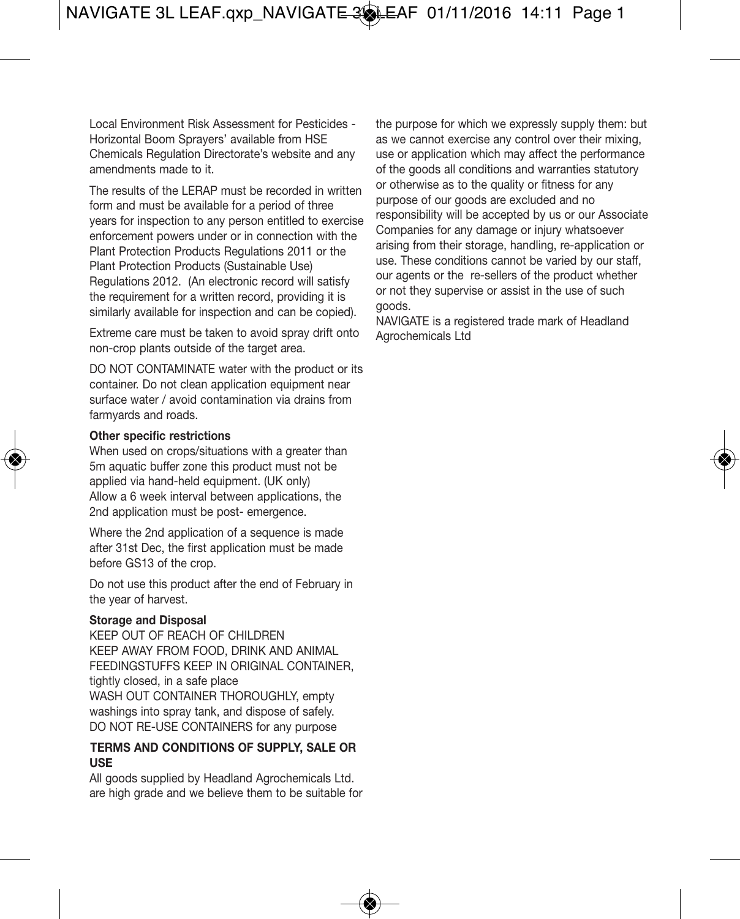Local Environment Risk Assessment for Pesticides - Horizontal Boom Sprayers' available from HSE Chemicals Regulation Directorate's website and any amendments made to it.

The results of the LERAP must be recorded in written form and must be available for a period of three years for inspection to any person entitled to exercise enforcement powers under or in connection with the Plant Protection Products Regulations 2011 or the Plant Protection Products (Sustainable Use) Regulations 2012. (An electronic record will satisfy the requirement for a written record, providing it is similarly available for inspection and can be copied).

Extreme care must be taken to avoid spray drift onto non-crop plants outside of the target area.

DO NOT CONTAMINATE water with the product or its container. Do not clean application equipment near surface water / avoid contamination via drains from farmyards and roads.

**Other specific restrictions**

When used on crops/situations with a greater than 5m aquatic buffer zone this product must not be applied via hand-held equipment. (UK only)
Allow a 6 week interval between applications, the 2nd application must be post- emergence.

Where the 2nd application of a sequence is made after 31st Dec, the first application must be made before GS13 of the crop.

Do not use this product after the end of February in the year of harvest.

**Storage and Disposal**

KEEP OUT OF REACH OF CHILDREN
KEEP AWAY FROM FOOD, DRINK AND ANIMAL FEEDINGSTUFFS KEEP IN ORIGINAL CONTAINER, tightly closed, in a safe place
WASH OUT CONTAINER THOROUGHLY, empty washings into spray tank, and dispose of safely.
DO NOT RE-USE CONTAINERS for any purpose

**TERMS AND CONDITIONS OF SUPPLY, SALE OR USE**

All goods supplied by Headland Agrochemicals Ltd. are high grade and we believe them to be suitable for the purpose for which we expressly supply them: but as we cannot exercise any control over their mixing, use or application which may affect the performance of the goods all conditions and warranties statutory or otherwise as to the quality or fitness for any purpose of our goods are excluded and no responsibility will be accepted by us or our Associate Companies for any damage or injury whatsoever arising from their storage, handling, re-application or use. These conditions cannot be varied by our staff, our agents or the re-sellers of the product whether or not they supervise or assist in the use of such goods.

NAVIGATE is a registered trade mark of Headland Agrochemicals Ltd